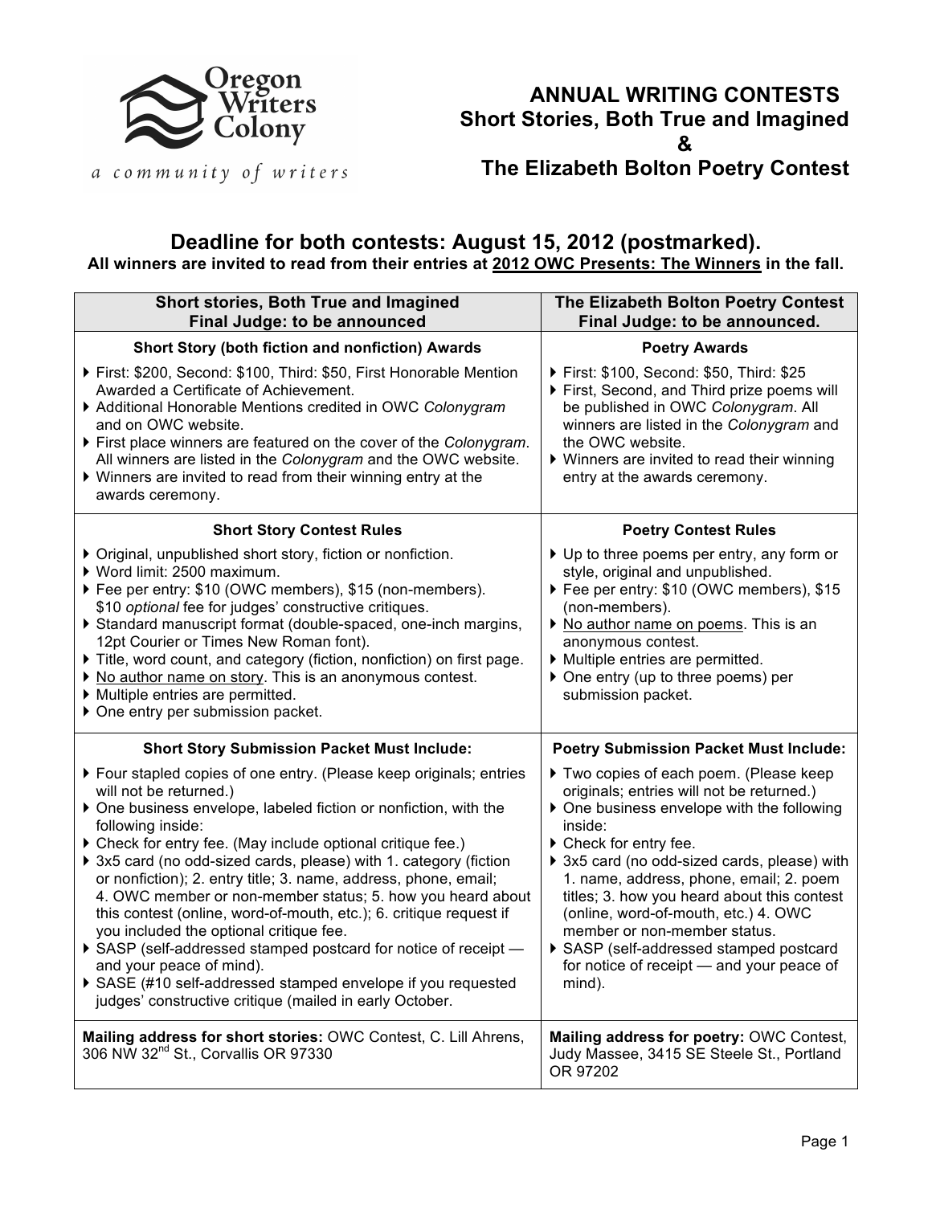Oregon Writers Colony

*a community of writers*

# ANNUAL WRITING CONTESTS
# Short Stories, Both True and Imagined & The Elizabeth Bolton Poetry Contest

## Deadline for both contests: August 15, 2012 (postmarked).

**All winners are invited to read from their entries at 2012 OWC Presents: The Winners in the fall.**

| Short stories, Both True and Imagined<br>Final Judge: to be announced | The Elizabeth Bolton Poetry Contest<br>Final Judge: to be announced. |
|---|---|
| **Short Story (both fiction and nonfiction) Awards**<br>▶ First: $200, Second: $100, Third: $50, First Honorable Mention Awarded a Certificate of Achievement.<br>▶ Additional Honorable Mentions credited in OWC *Colonygram* and on OWC website.<br>▶ First place winners are featured on the cover of the *Colonygram*. All winners are listed in the *Colonygram* and the OWC website.<br>▶ Winners are invited to read from their winning entry at the awards ceremony. | **Poetry Awards**<br>▶ First: $100, Second: $50, Third: $25<br>▶ First, Second, and Third prize poems will be published in OWC *Colonygram*. All winners are listed in the *Colonygram* and the OWC website.<br>▶ Winners are invited to read their winning entry at the awards ceremony. |
| **Short Story Contest Rules**<br>▶ Original, unpublished short story, fiction or nonfiction.<br>▶ Word limit: 2500 maximum.<br>▶ Fee per entry: $10 (OWC members), $15 (non-members). $10 *optional* fee for judges' constructive critiques.<br>▶ Standard manuscript format (double-spaced, one-inch margins, 12pt Courier or Times New Roman font).<br>▶ Title, word count, and category (fiction, nonfiction) on first page.<br>▶ No author name on story. This is an anonymous contest.<br>▶ Multiple entries are permitted.<br>▶ One entry per submission packet. | **Poetry Contest Rules**<br>▶ Up to three poems per entry, any form or style, original and unpublished.<br>▶ Fee per entry: $10 (OWC members), $15 (non-members).<br>▶ No author name on poems. This is an anonymous contest.<br>▶ Multiple entries are permitted.<br>▶ One entry (up to three poems) per submission packet. |
| **Short Story Submission Packet Must Include:**<br>▶ Four stapled copies of one entry. (Please keep originals; entries will not be returned.)<br>▶ One business envelope, labeled fiction or nonfiction, with the following inside:<br>▶ Check for entry fee. (May include optional critique fee.)<br>▶ 3x5 card (no odd-sized cards, please) with 1. category (fiction or nonfiction); 2. entry title; 3. name, address, phone, email; 4. OWC member or non-member status; 5. how you heard about this contest (online, word-of-mouth, etc.); 6. critique request if you included the optional critique fee.<br>▶ SASP (self-addressed stamped postcard for notice of receipt — and your peace of mind).<br>▶ SASE (#10 self-addressed stamped envelope if you requested judges' constructive critique (mailed in early October. | **Poetry Submission Packet Must Include:**<br>▶ Two copies of each poem. (Please keep originals; entries will not be returned.)<br>▶ One business envelope with the following inside:<br>▶ Check for entry fee.<br>▶ 3x5 card (no odd-sized cards, please) with 1. name, address, phone, email; 2. poem titles; 3. how you heard about this contest (online, word-of-mouth, etc.) 4. OWC member or non-member status.<br>▶ SASP (self-addressed stamped postcard for notice of receipt — and your peace of mind). |
| **Mailing address for short stories:** OWC Contest, C. Lill Ahrens, 306 NW 32nd St., Corvallis OR 97330 | **Mailing address for poetry:** OWC Contest, Judy Massee, 3415 SE Steele St., Portland OR 97202 |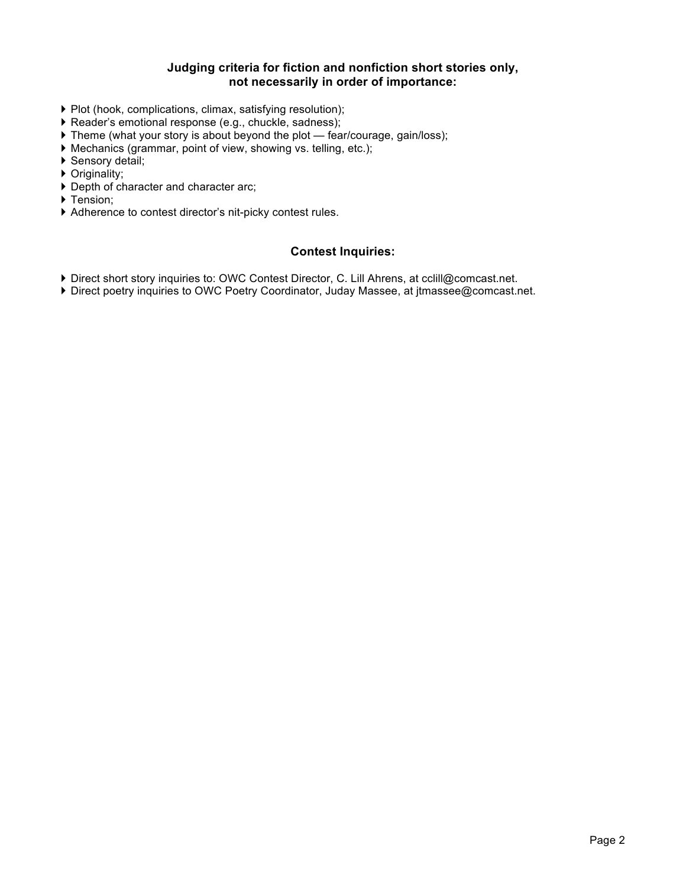**Judging criteria for fiction and nonfiction short stories only, not necessarily in order of importance:**

- Plot (hook, complications, climax, satisfying resolution);
- Reader's emotional response (e.g., chuckle, sadness);
- Theme (what your story is about beyond the plot — fear/courage, gain/loss);
- Mechanics (grammar, point of view, showing vs. telling, etc.);
- Sensory detail;
- Originality;
- Depth of character and character arc;
- Tension;
- Adherence to contest director's nit-picky contest rules.

**Contest Inquiries:**

- Direct short story inquiries to: OWC Contest Director, C. Lill Ahrens, at cclill@comcast.net.
- Direct poetry inquiries to OWC Poetry Coordinator, Juday Massee, at jtmassee@comcast.net.